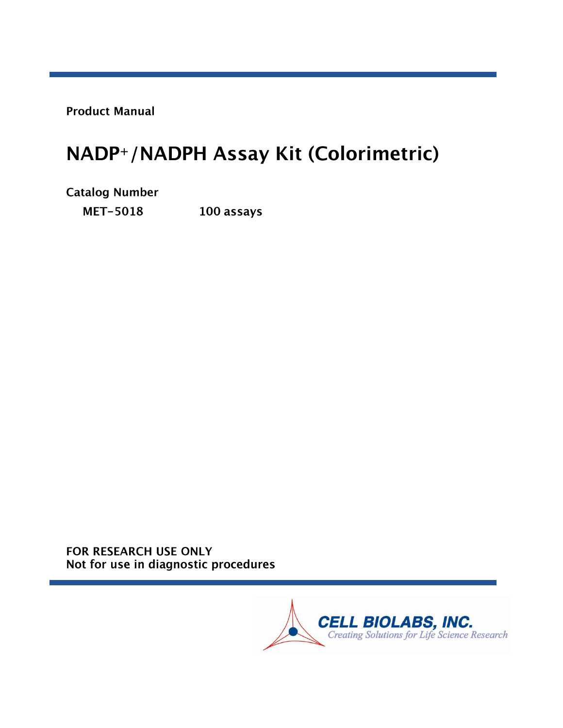**Product Manual**

# $NADP^+$/NADPH Assay Kit (Colorimetric)

**Catalog Number**

**MET-5018** **100 assays**

**FOR RESEARCH USE ONLY**
**Not for use in diagnostic procedures**

CELL BIOLABS, INC.
*Creating Solutions for Life Science Research*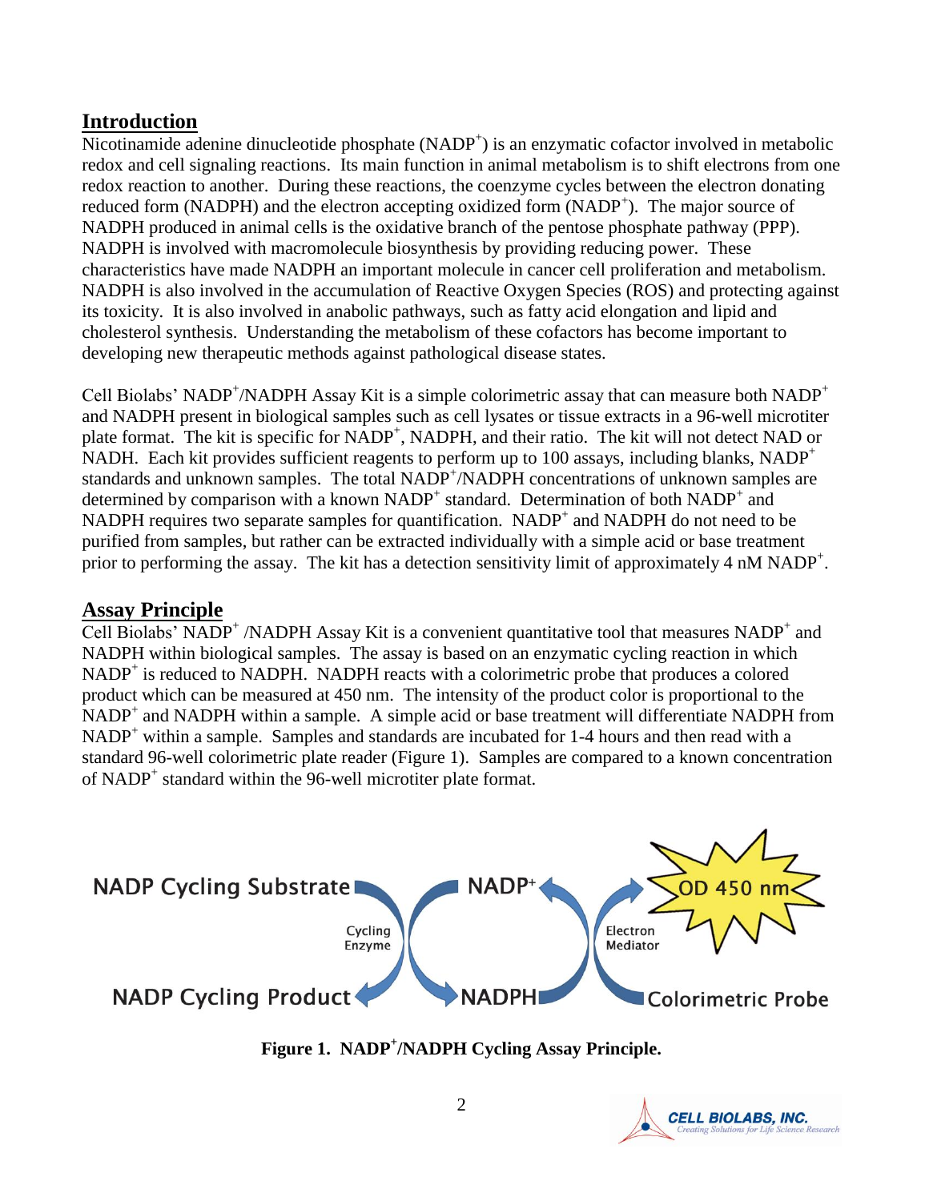## Introduction

Nicotinamide adenine dinucleotide phosphate ($NADP^+$) is an enzymatic cofactor involved in metabolic redox and cell signaling reactions. Its main function in animal metabolism is to shift electrons from one redox reaction to another. During these reactions, the coenzyme cycles between the electron donating reduced form (NADPH) and the electron accepting oxidized form ($NADP^+$). The major source of NADPH produced in animal cells is the oxidative branch of the pentose phosphate pathway (PPP). NADPH is involved with macromolecule biosynthesis by providing reducing power. These characteristics have made NADPH an important molecule in cancer cell proliferation and metabolism. NADPH is also involved in the accumulation of Reactive Oxygen Species (ROS) and protecting against its toxicity. It is also involved in anabolic pathways, such as fatty acid elongation and lipid and cholesterol synthesis. Understanding the metabolism of these cofactors has become important to developing new therapeutic methods against pathological disease states.

Cell Biolabs' $NADP^+$/NADPH Assay Kit is a simple colorimetric assay that can measure both $NADP^+$ and NADPH present in biological samples such as cell lysates or tissue extracts in a 96-well microtiter plate format. The kit is specific for $NADP^+$, NADPH, and their ratio. The kit will not detect NAD or NADH. Each kit provides sufficient reagents to perform up to 100 assays, including blanks, $NADP^+$ standards and unknown samples. The total $NADP^+$/NADPH concentrations of unknown samples are determined by comparison with a known $NADP^+$ standard. Determination of both $NADP^+$ and NADPH requires two separate samples for quantification. $NADP^+$ and NADPH do not need to be purified from samples, but rather can be extracted individually with a simple acid or base treatment prior to performing the assay. The kit has a detection sensitivity limit of approximately 4 nM $NADP^+$.

## Assay Principle

Cell Biolabs' $NADP^+$ /NADPH Assay Kit is a convenient quantitative tool that measures $NADP^+$ and NADPH within biological samples. The assay is based on an enzymatic cycling reaction in which $NADP^+$ is reduced to NADPH. NADPH reacts with a colorimetric probe that produces a colored product which can be measured at 450 nm. The intensity of the product color is proportional to the $NADP^+$ and NADPH within a sample. A simple acid or base treatment will differentiate NADPH from $NADP^+$ within a sample. Samples and standards are incubated for 1-4 hours and then read with a standard 96-well colorimetric plate reader (Figure 1). Samples are compared to a known concentration of $NADP^+$ standard within the 96-well microtiter plate format.

NADP Cycling Substrate → (Cycling Enzyme) → NADP Cycling Product; $NADP^+$ ⇄ NADPH; Colorimetric Probe → (Electron Mediator) → OD 450 nm

**Figure 1. $NADP^+$/NADPH Cycling Assay Principle.**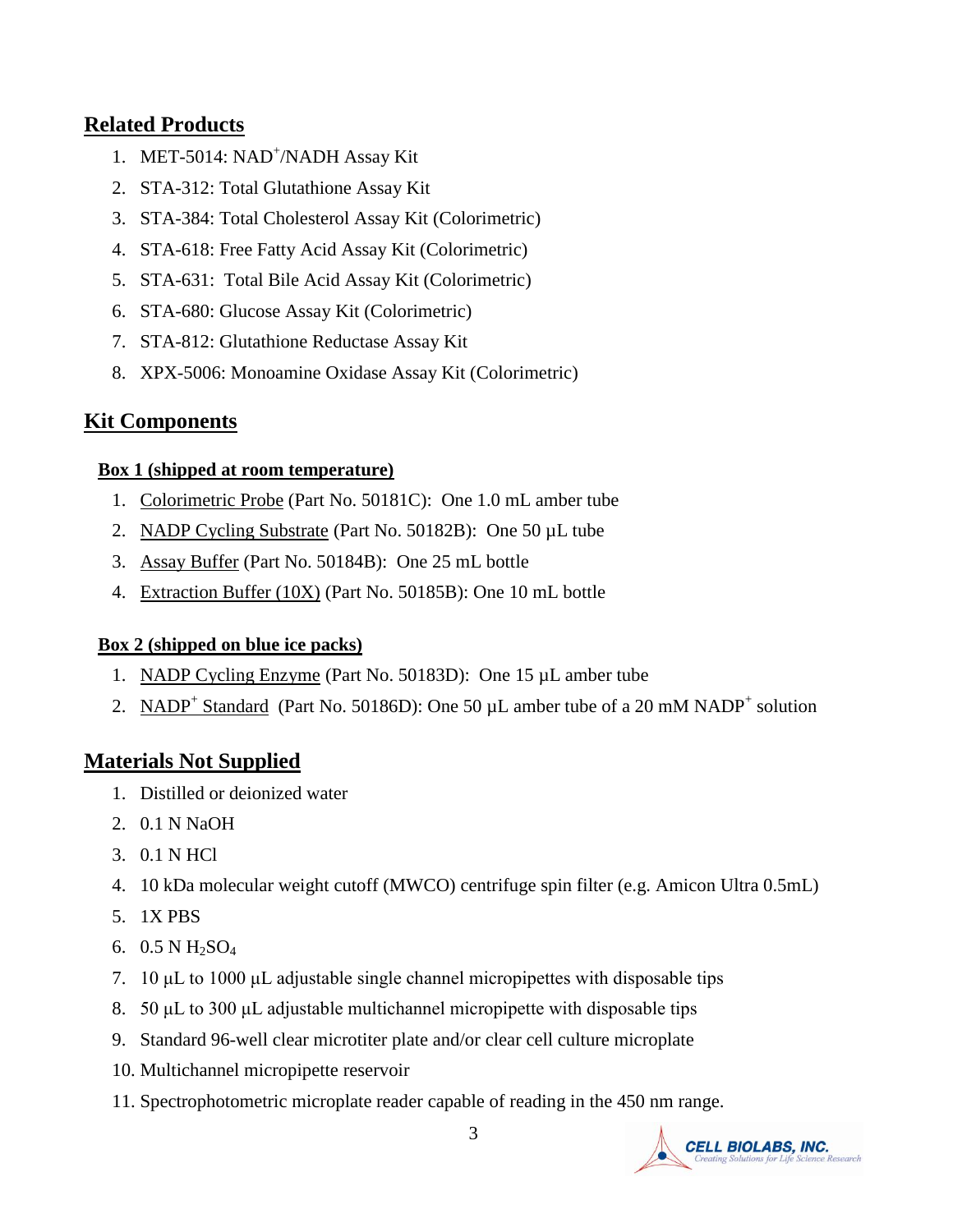## Related Products

1. MET-5014: $NAD^+$/NADH Assay Kit
2. STA-312: Total Glutathione Assay Kit
3. STA-384: Total Cholesterol Assay Kit (Colorimetric)
4. STA-618: Free Fatty Acid Assay Kit (Colorimetric)
5. STA-631: Total Bile Acid Assay Kit (Colorimetric)
6. STA-680: Glucose Assay Kit (Colorimetric)
7. STA-812: Glutathione Reductase Assay Kit
8. XPX-5006: Monoamine Oxidase Assay Kit (Colorimetric)

## Kit Components

### Box 1 (shipped at room temperature)

1. Colorimetric Probe (Part No. 50181C): One 1.0 mL amber tube
2. NADP Cycling Substrate (Part No. 50182B): One 50 µL tube
3. Assay Buffer (Part No. 50184B): One 25 mL bottle
4. Extraction Buffer (10X) (Part No. 50185B): One 10 mL bottle

### Box 2 (shipped on blue ice packs)

1. NADP Cycling Enzyme (Part No. 50183D): One 15 µL amber tube
2. $NADP^+$ Standard (Part No. 50186D): One 50 µL amber tube of a 20 mM $NADP^+$ solution

## Materials Not Supplied

1. Distilled or deionized water
2. 0.1 N NaOH
3. 0.1 N HCl
4. 10 kDa molecular weight cutoff (MWCO) centrifuge spin filter (e.g. Amicon Ultra 0.5mL)
5. 1X PBS
6. 0.5 N $H_2SO_4$
7. 10 µL to 1000 µL adjustable single channel micropipettes with disposable tips
8. 50 µL to 300 µL adjustable multichannel micropipette with disposable tips
9. Standard 96-well clear microtiter plate and/or clear cell culture microplate
10. Multichannel micropipette reservoir
11. Spectrophotometric microplate reader capable of reading in the 450 nm range.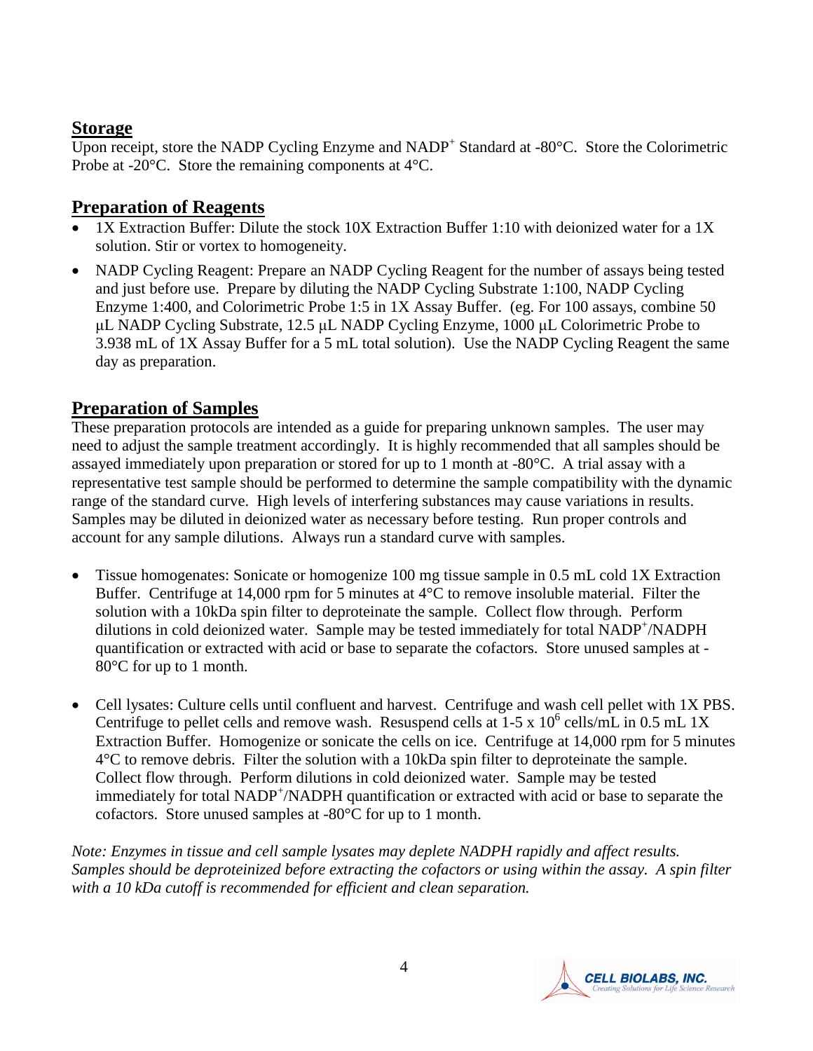## Storage

Upon receipt, store the NADP Cycling Enzyme and $NADP^+$ Standard at -80°C. Store the Colorimetric Probe at -20°C. Store the remaining components at 4°C.

## Preparation of Reagents

- 1X Extraction Buffer: Dilute the stock 10X Extraction Buffer 1:10 with deionized water for a 1X solution. Stir or vortex to homogeneity.
- NADP Cycling Reagent: Prepare an NADP Cycling Reagent for the number of assays being tested and just before use. Prepare by diluting the NADP Cycling Substrate 1:100, NADP Cycling Enzyme 1:400, and Colorimetric Probe 1:5 in 1X Assay Buffer. (eg. For 100 assays, combine 50 µL NADP Cycling Substrate, 12.5 µL NADP Cycling Enzyme, 1000 µL Colorimetric Probe to 3.938 mL of 1X Assay Buffer for a 5 mL total solution). Use the NADP Cycling Reagent the same day as preparation.

## Preparation of Samples

These preparation protocols are intended as a guide for preparing unknown samples. The user may need to adjust the sample treatment accordingly. It is highly recommended that all samples should be assayed immediately upon preparation or stored for up to 1 month at -80°C. A trial assay with a representative test sample should be performed to determine the sample compatibility with the dynamic range of the standard curve. High levels of interfering substances may cause variations in results. Samples may be diluted in deionized water as necessary before testing. Run proper controls and account for any sample dilutions. Always run a standard curve with samples.

- Tissue homogenates: Sonicate or homogenize 100 mg tissue sample in 0.5 mL cold 1X Extraction Buffer. Centrifuge at 14,000 rpm for 5 minutes at 4°C to remove insoluble material. Filter the solution with a 10kDa spin filter to deproteinate the sample. Collect flow through. Perform dilutions in cold deionized water. Sample may be tested immediately for total $NADP^+$/NADPH quantification or extracted with acid or base to separate the cofactors. Store unused samples at -80°C for up to 1 month.

- Cell lysates: Culture cells until confluent and harvest. Centrifuge and wash cell pellet with 1X PBS. Centrifuge to pellet cells and remove wash. Resuspend cells at 1-5 x $10^6$ cells/mL in 0.5 mL 1X Extraction Buffer. Homogenize or sonicate the cells on ice. Centrifuge at 14,000 rpm for 5 minutes 4°C to remove debris. Filter the solution with a 10kDa spin filter to deproteinate the sample. Collect flow through. Perform dilutions in cold deionized water. Sample may be tested immediately for total $NADP^+$/NADPH quantification or extracted with acid or base to separate the cofactors. Store unused samples at -80°C for up to 1 month.

*Note: Enzymes in tissue and cell sample lysates may deplete NADPH rapidly and affect results. Samples should be deproteinized before extracting the cofactors or using within the assay. A spin filter with a 10 kDa cutoff is recommended for efficient and clean separation.*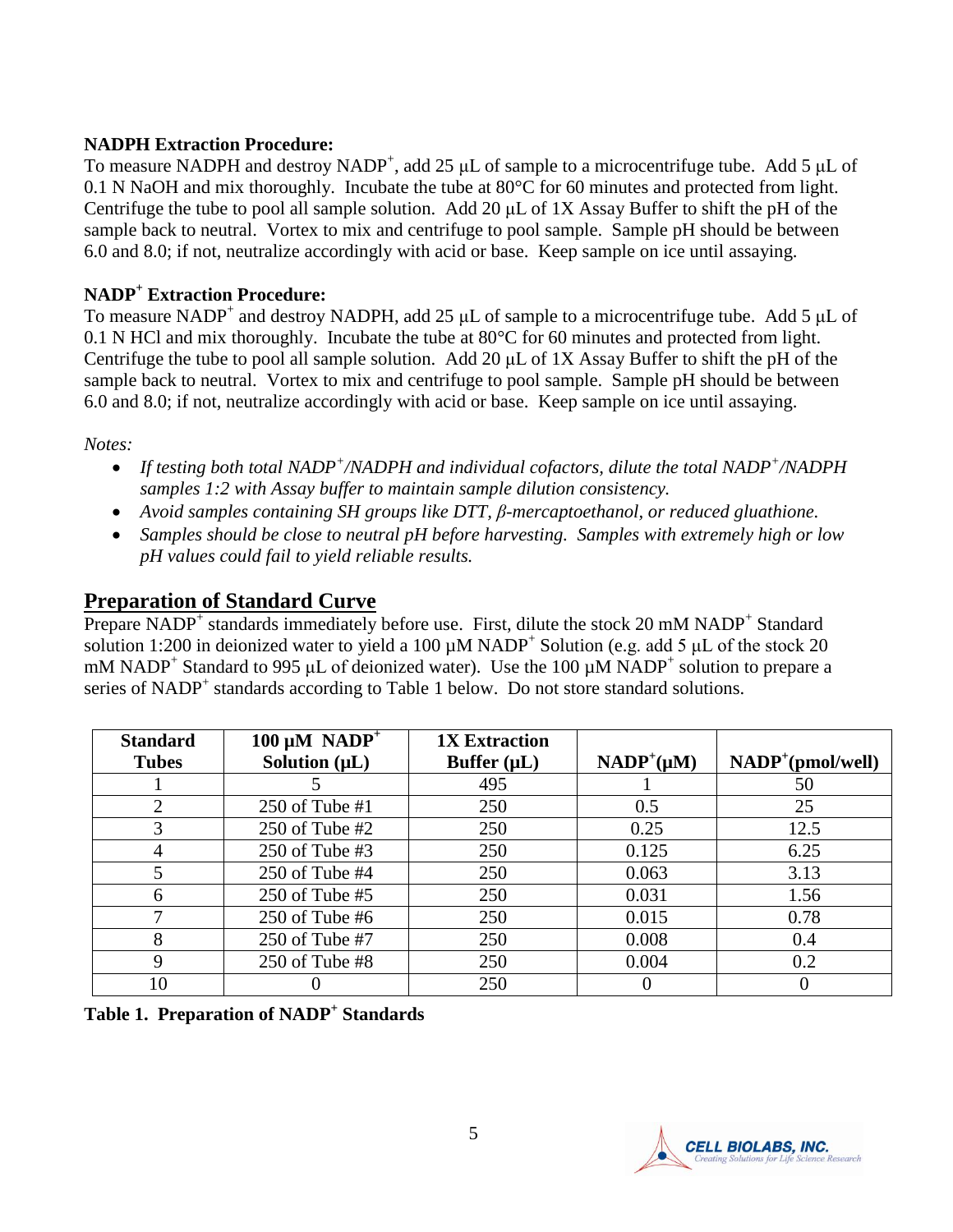**NADPH Extraction Procedure:**
To measure NADPH and destroy $NADP^+$, add 25 µL of sample to a microcentrifuge tube. Add 5 µL of 0.1 N NaOH and mix thoroughly. Incubate the tube at 80°C for 60 minutes and protected from light. Centrifuge the tube to pool all sample solution. Add 20 µL of 1X Assay Buffer to shift the pH of the sample back to neutral. Vortex to mix and centrifuge to pool sample. Sample pH should be between 6.0 and 8.0; if not, neutralize accordingly with acid or base. Keep sample on ice until assaying.

**$NADP^+$ Extraction Procedure:**
To measure $NADP^+$ and destroy NADPH, add 25 µL of sample to a microcentrifuge tube. Add 5 µL of 0.1 N HCl and mix thoroughly. Incubate the tube at 80°C for 60 minutes and protected from light. Centrifuge the tube to pool all sample solution. Add 20 µL of 1X Assay Buffer to shift the pH of the sample back to neutral. Vortex to mix and centrifuge to pool sample. Sample pH should be between 6.0 and 8.0; if not, neutralize accordingly with acid or base. Keep sample on ice until assaying.

*Notes:*

- *If testing both total $NADP^+$/NADPH and individual cofactors, dilute the total $NADP^+$/NADPH samples 1:2 with Assay buffer to maintain sample dilution consistency.*
- *Avoid samples containing SH groups like DTT, β-mercaptoethanol, or reduced gluathione.*
- *Samples should be close to neutral pH before harvesting. Samples with extremely high or low pH values could fail to yield reliable results.*

## Preparation of Standard Curve

Prepare $NADP^+$ standards immediately before use. First, dilute the stock 20 mM $NADP^+$ Standard solution 1:200 in deionized water to yield a 100 µM $NADP^+$ Solution (e.g. add 5 µL of the stock 20 mM $NADP^+$ Standard to 995 µL of deionized water). Use the 100 µM $NADP^+$ solution to prepare a series of $NADP^+$ standards according to Table 1 below. Do not store standard solutions.

| Standard Tubes | 100 µM $NADP^+$ Solution (µL) | 1X Extraction Buffer (µL) | $NADP^+$(µM) | $NADP^+$(pmol/well) |
|---|---|---|---|---|
| 1 | 5 | 495 | 1 | 50 |
| 2 | 250 of Tube #1 | 250 | 0.5 | 25 |
| 3 | 250 of Tube #2 | 250 | 0.25 | 12.5 |
| 4 | 250 of Tube #3 | 250 | 0.125 | 6.25 |
| 5 | 250 of Tube #4 | 250 | 0.063 | 3.13 |
| 6 | 250 of Tube #5 | 250 | 0.031 | 1.56 |
| 7 | 250 of Tube #6 | 250 | 0.015 | 0.78 |
| 8 | 250 of Tube #7 | 250 | 0.008 | 0.4 |
| 9 | 250 of Tube #8 | 250 | 0.004 | 0.2 |
| 10 | 0 | 250 | 0 | 0 |

**Table 1. Preparation of $NADP^+$ Standards**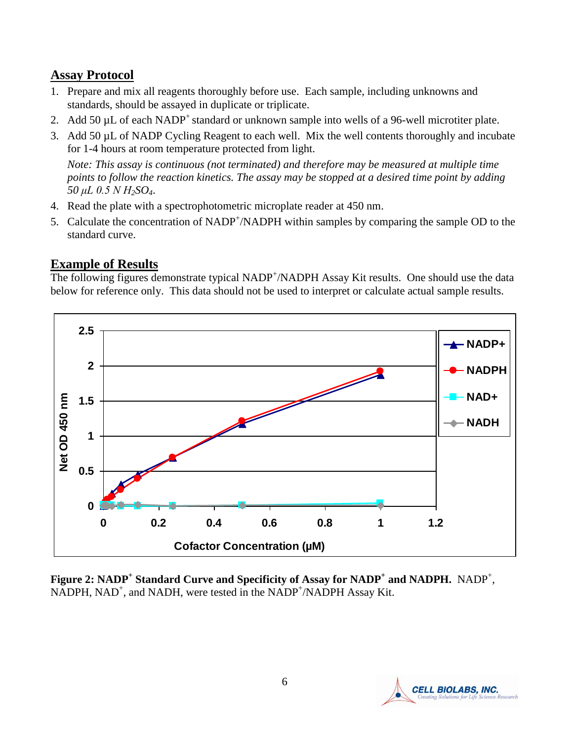## Assay Protocol

1. Prepare and mix all reagents thoroughly before use. Each sample, including unknowns and standards, should be assayed in duplicate or triplicate.
2. Add 50 µL of each $NADP^+$ standard or unknown sample into wells of a 96-well microtiter plate.
3. Add 50 µL of NADP Cycling Reagent to each well. Mix the well contents thoroughly and incubate for 1-4 hours at room temperature protected from light.

   *Note: This assay is continuous (not terminated) and therefore may be measured at multiple time points to follow the reaction kinetics. The assay may be stopped at a desired time point by adding 50 µL 0.5 N $H_2SO_4$.*
4. Read the plate with a spectrophotometric microplate reader at 450 nm.
5. Calculate the concentration of $NADP^+$/NADPH within samples by comparing the sample OD to the standard curve.

## Example of Results

The following figures demonstrate typical $NADP^+$/NADPH Assay Kit results. One should use the data below for reference only. This data should not be used to interpret or calculate actual sample results.

**Figure 2: $NADP^+$ Standard Curve and Specificity of Assay for $NADP^+$ and NADPH.** $NADP^+$, NADPH, $NAD^+$, and NADH, were tested in the $NADP^+$/NADPH Assay Kit.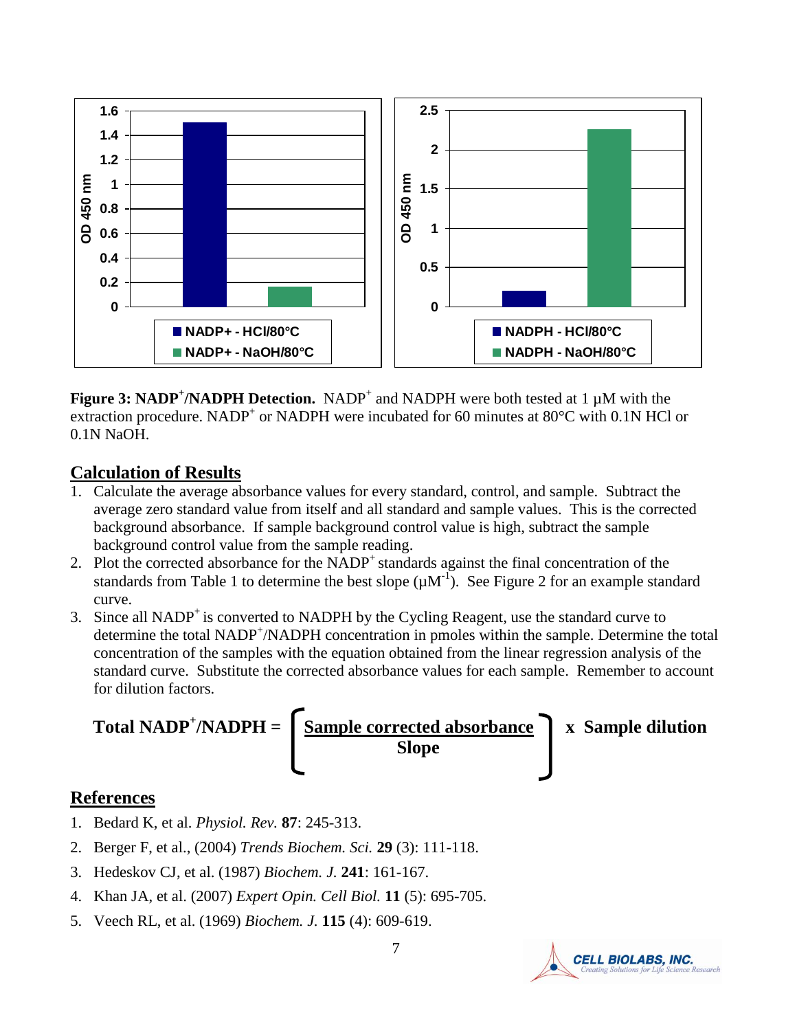**Figure 3: NADP$^+$/NADPH Detection.** NADP$^+$ and NADPH were both tested at 1 µM with the extraction procedure. NADP$^+$ or NADPH were incubated for 60 minutes at 80°C with 0.1N HCl or 0.1N NaOH.

## Calculation of Results

1. Calculate the average absorbance values for every standard, control, and sample. Subtract the average zero standard value from itself and all standard and sample values. This is the corrected background absorbance. If sample background control value is high, subtract the sample background control value from the sample reading.
2. Plot the corrected absorbance for the NADP$^+$ standards against the final concentration of the standards from Table 1 to determine the best slope ($\mu M^{-1}$). See Figure 2 for an example standard curve.
3. Since all NADP$^+$ is converted to NADPH by the Cycling Reagent, use the standard curve to determine the total NADP$^+$/NADPH concentration in pmoles within the sample. Determine the total concentration of the samples with the equation obtained from the linear regression analysis of the standard curve. Substitute the corrected absorbance values for each sample. Remember to account for dilution factors.

$$\textbf{Total NADP}^+\textbf{/NADPH} = \left[ \frac{\textbf{Sample corrected absorbance}}{\textbf{Slope}} \right] \times \textbf{Sample dilution}$$

## References

1. Bedard K, et al. *Physiol. Rev.* **87**: 245-313.
2. Berger F, et al., (2004) *Trends Biochem. Sci.* **29** (3): 111-118.
3. Hedeskov CJ, et al. (1987) *Biochem. J.* **241**: 161-167.
4. Khan JA, et al. (2007) *Expert Opin. Cell Biol.* **11** (5): 695-705.
5. Veech RL, et al. (1969) *Biochem. J.* **115** (4): 609-619.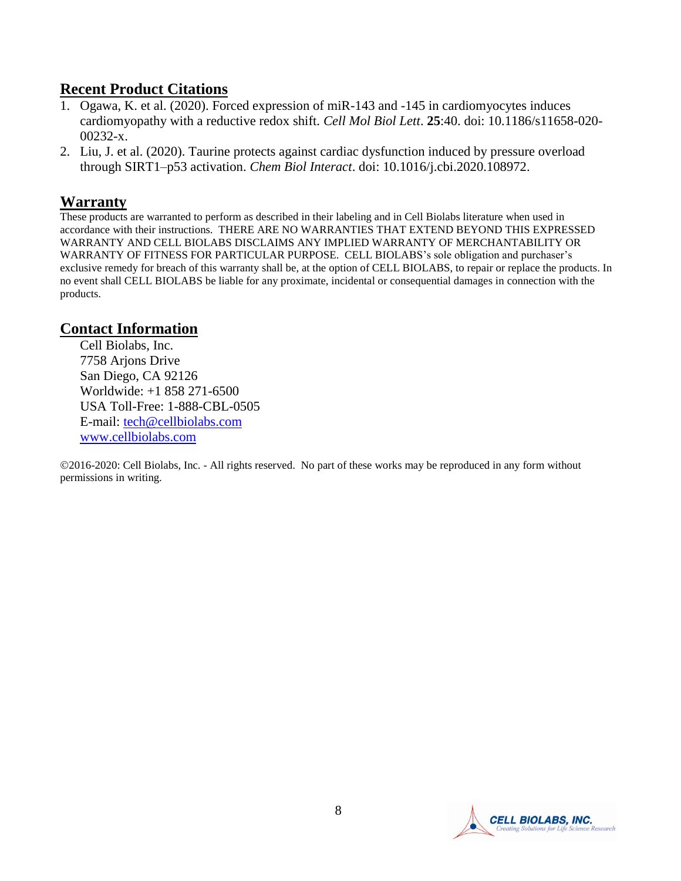## Recent Product Citations

1. Ogawa, K. et al. (2020). Forced expression of miR-143 and -145 in cardiomyocytes induces cardiomyopathy with a reductive redox shift. *Cell Mol Biol Lett*. **25**:40. doi: 10.1186/s11658-020-00232-x.
2. Liu, J. et al. (2020). Taurine protects against cardiac dysfunction induced by pressure overload through SIRT1–p53 activation. *Chem Biol Interact*. doi: 10.1016/j.cbi.2020.108972.

## Warranty

These products are warranted to perform as described in their labeling and in Cell Biolabs literature when used in accordance with their instructions. THERE ARE NO WARRANTIES THAT EXTEND BEYOND THIS EXPRESSED WARRANTY AND CELL BIOLABS DISCLAIMS ANY IMPLIED WARRANTY OF MERCHANTABILITY OR WARRANTY OF FITNESS FOR PARTICULAR PURPOSE. CELL BIOLABS's sole obligation and purchaser's exclusive remedy for breach of this warranty shall be, at the option of CELL BIOLABS, to repair or replace the products. In no event shall CELL BIOLABS be liable for any proximate, incidental or consequential damages in connection with the products.

## Contact Information

Cell Biolabs, Inc.
7758 Arjons Drive
San Diego, CA 92126
Worldwide: +1 858 271-6500
USA Toll-Free: 1-888-CBL-0505
E-mail: tech@cellbiolabs.com
www.cellbiolabs.com

©2016-2020: Cell Biolabs, Inc. - All rights reserved. No part of these works may be reproduced in any form without permissions in writing.